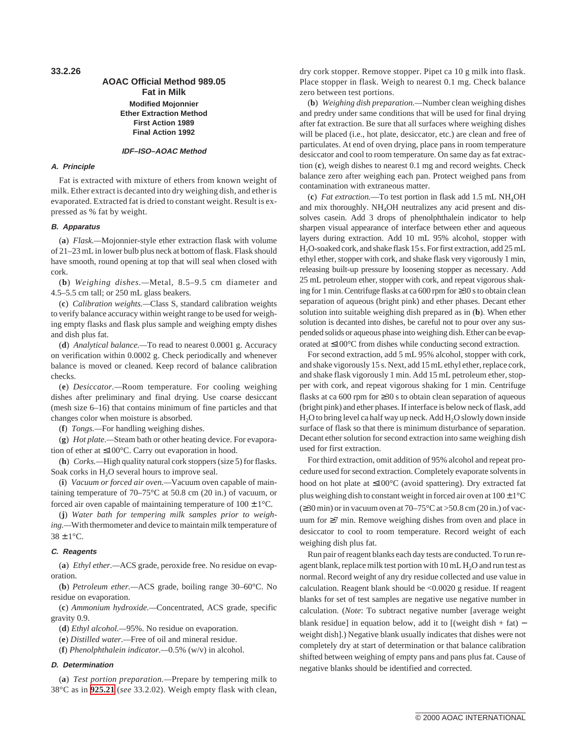**33.2.26**

# AOAC Official Method 989.05
## Fat in Milk
### Modified Mojonnier
### Ether Extraction Method
### First Action 1989
### Final Action 1992

***IDF–ISO–AOAC Method***

### A. Principle

Fat is extracted with mixture of ethers from known weight of milk. Ether extract is decanted into dry weighing dish, and ether is evaporated. Extracted fat is dried to constant weight. Result is expressed as % fat by weight.

### B. Apparatus

(**a**) *Flask*.—Mojonnier-style ether extraction flask with volume of 21–23 mL in lower bulb plus neck at bottom of flask. Flask should have smooth, round opening at top that will seal when closed with cork.

(**b**) *Weighing dishes*.—Metal, 8.5–9.5 cm diameter and 4.5–5.5 cm tall; or 250 mL glass beakers.

(**c**) *Calibration weights*.—Class S, standard calibration weights to verify balance accuracy within weight range to be used for weighing empty flasks and flask plus sample and weighing empty dishes and dish plus fat.

(**d**) *Analytical balance*.—To read to nearest 0.0001 g. Accuracy on verification within 0.0002 g. Check periodically and whenever balance is moved or cleaned. Keep record of balance calibration checks.

(**e**) *Desiccator*.—Room temperature. For cooling weighing dishes after preliminary and final drying. Use coarse desiccant (mesh size 6–16) that contains minimum of fine particles and that changes color when moisture is absorbed.

(**f**) *Tongs*.—For handling weighing dishes.

(**g**) *Hot plate*.—Steam bath or other heating device. For evaporation of ether at ≤100°C. Carry out evaporation in hood.

(**h**) *Corks*.—High quality natural cork stoppers (size 5) for flasks. Soak corks in $H_2O$ several hours to improve seal.

(**i**) *Vacuum or forced air oven*.—Vacuum oven capable of maintaining temperature of 70–75°C at 50.8 cm (20 in.) of vacuum, or forced air oven capable of maintaining temperature of 100 ± 1°C.

(**j**) *Water bath for tempering milk samples prior to weighing*.—With thermometer and device to maintain milk temperature of 38 ± 1°C.

### C. Reagents

(**a**) *Ethyl ether*.—ACS grade, peroxide free. No residue on evaporation.

(**b**) *Petroleum ether*.—ACS grade, boiling range 30–60°C. No residue on evaporation.

(**c**) *Ammonium hydroxide*.—Concentrated, ACS grade, specific gravity 0.9.

(**d**) *Ethyl alcohol*.—95%. No residue on evaporation.

(**e**) *Distilled water*.—Free of oil and mineral residue.

(**f**) *Phenolphthalein indicator*.—0.5% (w/v) in alcohol.

### D. Determination

(**a**) *Test portion preparation*.—Prepare by tempering milk to 38°C as in **925.21** (*see* 33.2.02). Weigh empty flask with clean, dry cork stopper. Remove stopper. Pipet ca 10 g milk into flask. Place stopper in flask. Weigh to nearest 0.1 mg. Check balance zero between test portions.

(**b**) *Weighing dish preparation*.—Number clean weighing dishes and predry under same conditions that will be used for final drying after fat extraction. Be sure that all surfaces where weighing dishes will be placed (i.e., hot plate, desiccator, etc.) are clean and free of particulates. At end of oven drying, place pans in room temperature desiccator and cool to room temperature. On same day as fat extraction (**c**), weigh dishes to nearest 0.1 mg and record weights. Check balance zero after weighing each pan. Protect weighed pans from contamination with extraneous matter.

(**c**) *Fat extraction*.—To test portion in flask add 1.5 mL $NH_4OH$ and mix thoroughly. $NH_4OH$ neutralizes any acid present and dissolves casein. Add 3 drops of phenolphthalein indicator to help sharpen visual appearance of interface between ether and aqueous layers during extraction. Add 10 mL 95% alcohol, stopper with $H_2O$-soaked cork, and shake flask 15 s. For first extraction, add 25 mL ethyl ether, stopper with cork, and shake flask very vigorously 1 min, releasing built-up pressure by loosening stopper as necessary. Add 25 mL petroleum ether, stopper with cork, and repeat vigorous shaking for 1 min. Centrifuge flasks at ca 600 rpm for ≥30 s to obtain clean separation of aqueous (bright pink) and ether phases. Decant ether solution into suitable weighing dish prepared as in (**b**). When ether solution is decanted into dishes, be careful not to pour over any suspended solids or aqueous phase into weighing dish. Ether can be evaporated at ≤100°C from dishes while conducting second extraction.

For second extraction, add 5 mL 95% alcohol, stopper with cork, and shake vigorously 15 s. Next, add 15 mL ethyl ether, replace cork, and shake flask vigorously 1 min. Add 15 mL petroleum ether, stopper with cork, and repeat vigorous shaking for 1 min. Centrifuge flasks at ca 600 rpm for ≥30 s to obtain clean separation of aqueous (bright pink) and ether phases. If interface is below neck of flask, add $H_2O$ to bring level ca half way up neck. Add $H_2O$ slowly down inside surface of flask so that there is minimum disturbance of separation. Decant ether solution for second extraction into same weighing dish used for first extraction.

For third extraction, omit addition of 95% alcohol and repeat procedure used for second extraction. Completely evaporate solvents in hood on hot plate at ≤100°C (avoid spattering). Dry extracted fat plus weighing dish to constant weight in forced air oven at 100 ± 1°C (≥30 min) or in vacuum oven at 70–75°C at >50.8 cm (20 in.) of vacuum for ≥7 min. Remove weighing dishes from oven and place in desiccator to cool to room temperature. Record weight of each weighing dish plus fat.

Run pair of reagent blanks each day tests are conducted. To run reagent blank, replace milk test portion with 10 mL $H_2O$ and run test as normal. Record weight of any dry residue collected and use value in calculation. Reagent blank should be <0.0020 g residue. If reagent blanks for set of test samples are negative use negative number in calculation. (*Note*: To subtract negative number [average weight blank residue] in equation below, add it to [(weight dish + fat) − weight dish].) Negative blank usually indicates that dishes were not completely dry at start of determination or that balance calibration shifted between weighing of empty pans and pans plus fat. Cause of negative blanks should be identified and corrected.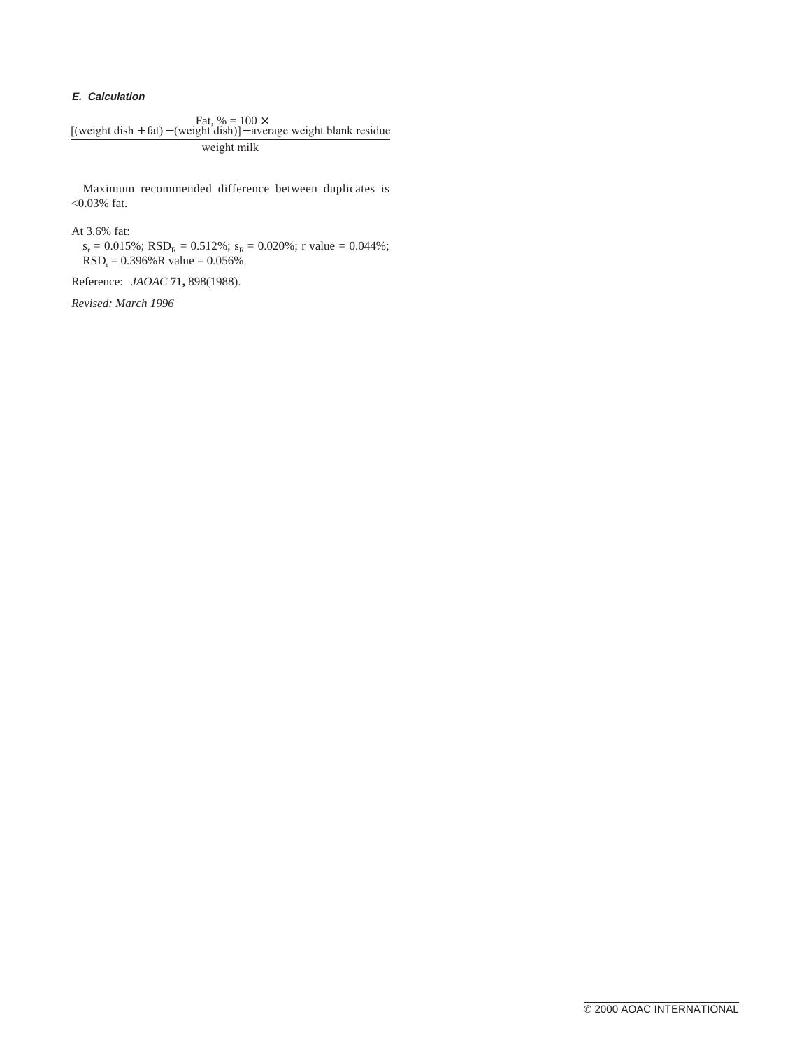#### *E. Calculation*

$$\text{Fat, \%} = 100 \times \frac{[(\text{weight dish} + \text{fat}) - (\text{weight dish})] - \text{average weight blank residue}}{\text{weight milk}}$$

Maximum recommended difference between duplicates is <0.03% fat.

At 3.6% fat:

$s_r$ = 0.015%; $RSD_R$ = 0.512%; $s_R$ = 0.020%; r value = 0.044%; $RSD_r$ = 0.396%R value = 0.056%

Reference: *JAOAC* **71,** 898(1988).

*Revised: March 1996*